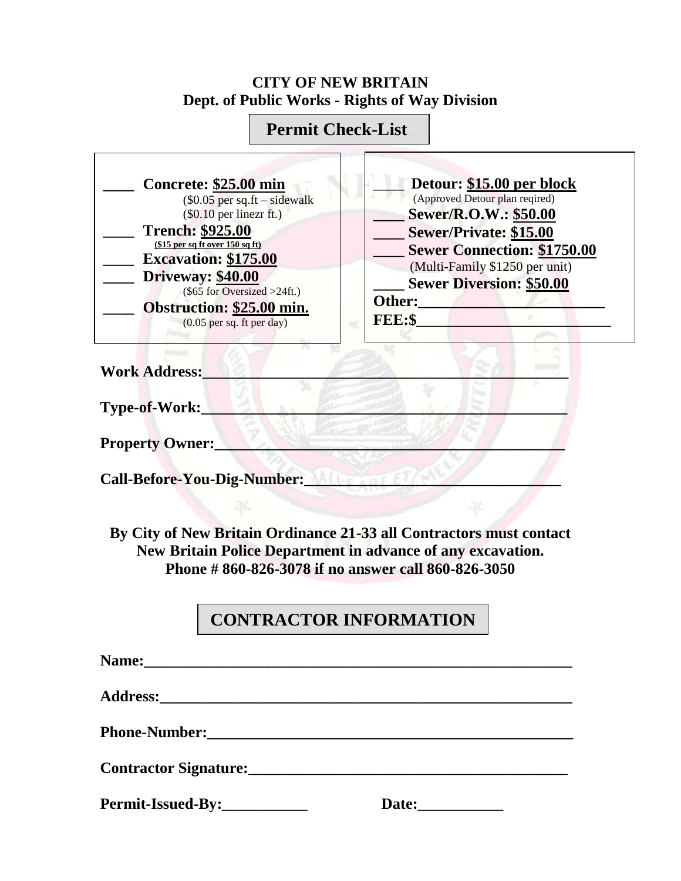**CITY OF NEW BRITAIN**
**Dept. of Public Works - Rights of Way Division**

## Permit Check-List

____ **Concrete: $25.00 min**
($0.05 per sq.ft – sidewalk
($0.10 per linezr ft.)

____ **Trench: $925.00**
**($15 per sq ft over 150 sq ft)**

____ **Excavation: $175.00**

____ **Driveway: $40.00**
($65 for Oversized >24ft.)

____ **Obstruction: $25.00 min.**
(0.05 per sq. ft per day)

____ **Detour: $15.00 per block**
(Approved Detour plan reqired)

____ **Sewer/R.O.W.: $50.00**

____ **Sewer/Private: $15.00**

____ **Sewer Connection: $1750.00**
(Multi-Family $1250 per unit)

____ **Sewer Diversion: $50.00**

**Other:**________________________

**FEE:$**________________________

**Work Address:**______________________________________________

**Type-of-Work:**______________________________________________

**Property Owner:**____________________________________________

**Call-Before-You-Dig-Number:**_________________________________

**By City of New Britain Ordinance 21-33 all Contractors must contact New Britain Police Department in advance of any excavation. Phone # 860-826-3078 if no answer call 860-826-3050**

## CONTRACTOR INFORMATION

**Name:**________________________________________________________

**Address:**_____________________________________________________

**Phone-Number:**________________________________________________

**Contractor Signature:**_________________________________________

**Permit-Issued-By:**___________ **Date:**___________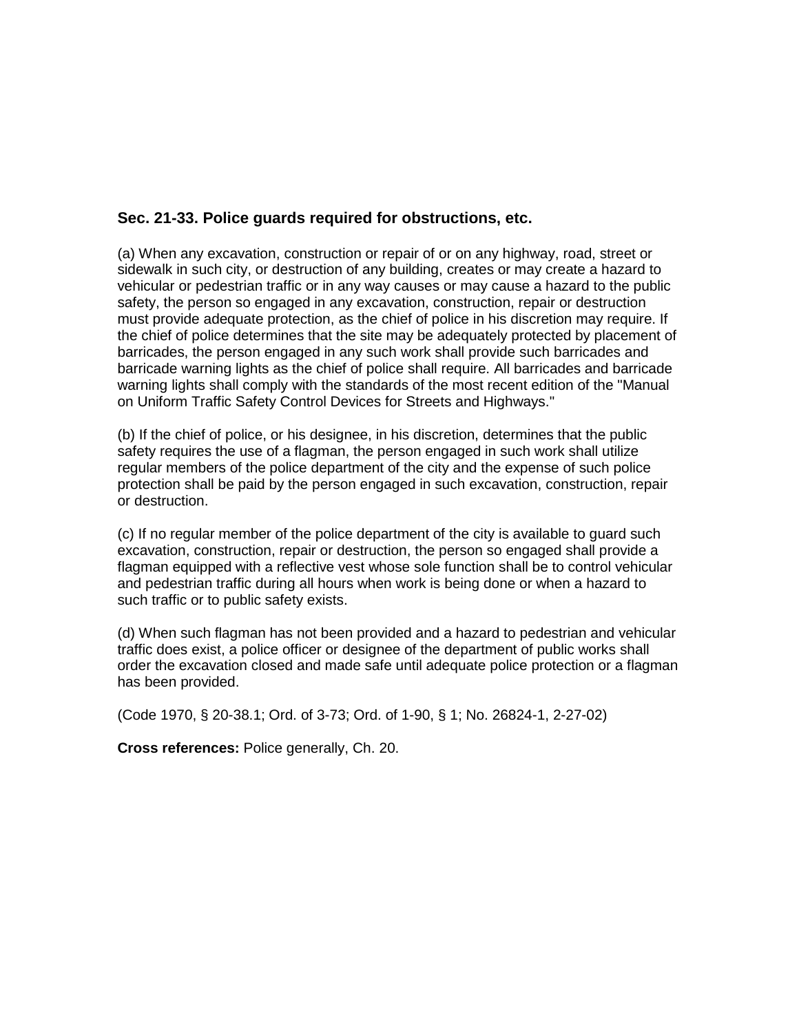**Sec. 21-33. Police guards required for obstructions, etc.**

(a) When any excavation, construction or repair of or on any highway, road, street or sidewalk in such city, or destruction of any building, creates or may create a hazard to vehicular or pedestrian traffic or in any way causes or may cause a hazard to the public safety, the person so engaged in any excavation, construction, repair or destruction must provide adequate protection, as the chief of police in his discretion may require. If the chief of police determines that the site may be adequately protected by placement of barricades, the person engaged in any such work shall provide such barricades and barricade warning lights as the chief of police shall require. All barricades and barricade warning lights shall comply with the standards of the most recent edition of the "Manual on Uniform Traffic Safety Control Devices for Streets and Highways."

(b) If the chief of police, or his designee, in his discretion, determines that the public safety requires the use of a flagman, the person engaged in such work shall utilize regular members of the police department of the city and the expense of such police protection shall be paid by the person engaged in such excavation, construction, repair or destruction.

(c) If no regular member of the police department of the city is available to guard such excavation, construction, repair or destruction, the person so engaged shall provide a flagman equipped with a reflective vest whose sole function shall be to control vehicular and pedestrian traffic during all hours when work is being done or when a hazard to such traffic or to public safety exists.

(d) When such flagman has not been provided and a hazard to pedestrian and vehicular traffic does exist, a police officer or designee of the department of public works shall order the excavation closed and made safe until adequate police protection or a flagman has been provided.

(Code 1970, § 20-38.1; Ord. of 3-73; Ord. of 1-90, § 1; No. 26824-1, 2-27-02)

**Cross references:** Police generally, Ch. 20.